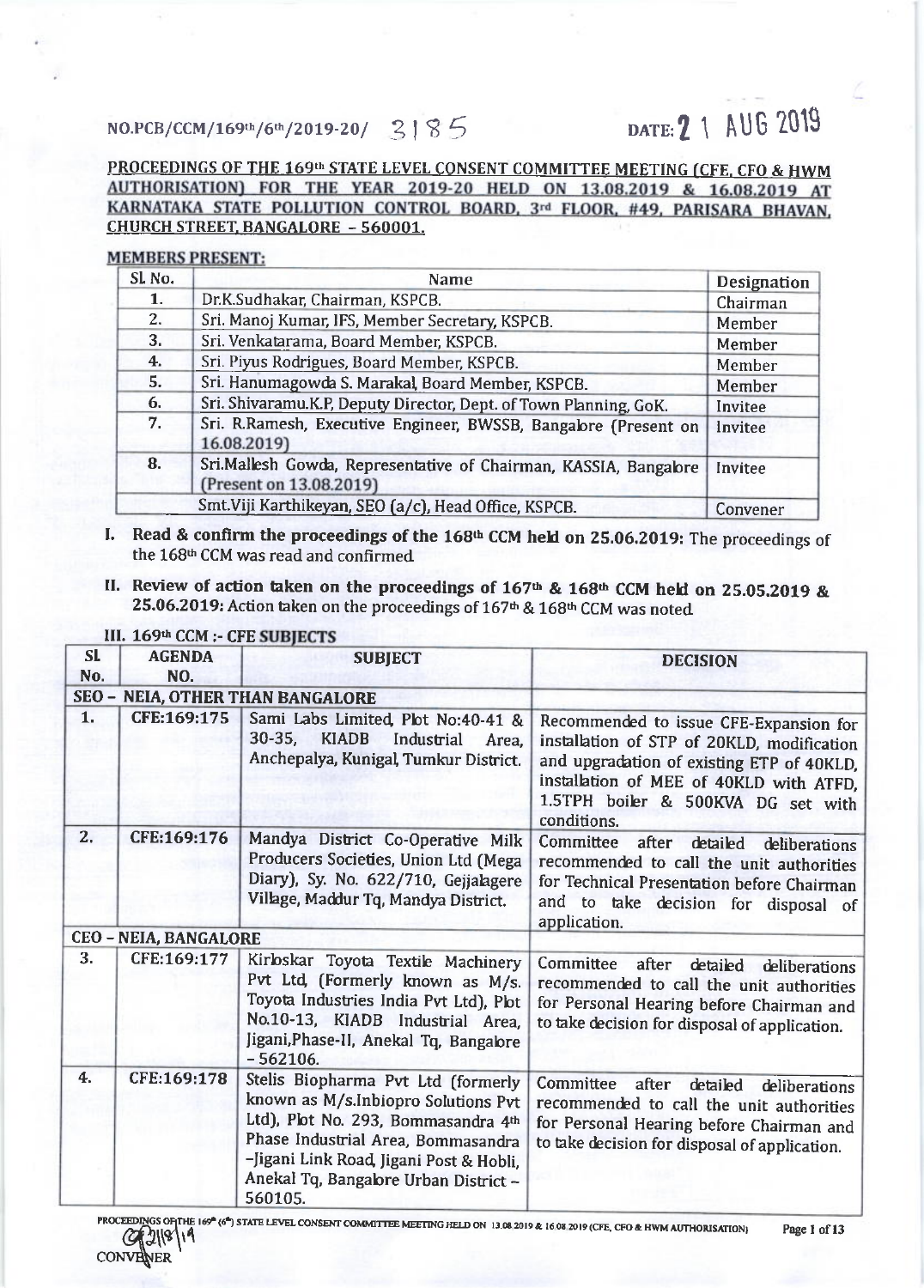NO.PCB/CCM/169th/6th/2019-20/ 3185

DATE: 21 AUG 2019

**PROCEEDINGS OF THE 169th STATE LEVEL CONSENT COMMITTEE MEETING (CFE, CFO & HWM AUTHORISATION) FOR THE YEAR 2019-20 HELD ON 13.08.2019 & 16.08.2019 AT KARNATAKA STATE POLLUTION CONTROL BOARD, 3rd FLOOR, #49, PARISARA BHAVAN, CHURCH STREET, BANGALORE - 560001.**

**MEMBERS PRESENT:**

| Sl. No. | Name | Designation |
|---|---|---|
| 1. | Dr.K.Sudhakar, Chairman, KSPCB. | Chairman |
| 2. | Sri. Manoj Kumar, IFS, Member Secretary, KSPCB. | Member |
| 3. | Sri. Venkatarama, Board Member, KSPCB. | Member |
| 4. | Sri. Piyus Rodrigues, Board Member, KSPCB. | Member |
| 5. | Sri. Hanumagowda S. Marakal, Board Member, KSPCB. | Member |
| 6. | Sri. Shivaramu.K.P, Deputy Director, Dept. of Town Planning, GoK. | Invitee |
| 7. | Sri. R.Ramesh, Executive Engineer, BWSSB, Bangalore (Present on 16.08.2019) | Invitee |
| 8. | Sri.Mallesh Gowda, Representative of Chairman, KASSIA, Bangalore (Present on 13.08.2019) | Invitee |
| | Smt.Viji Karthikeyan, SEO (a/c), Head Office, KSPCB. | Convener |

**I. Read & confirm the proceedings of the 168th CCM held on 25.06.2019:** The proceedings of the 168th CCM was read and confirmed.

**II. Review of action taken on the proceedings of 167th & 168th CCM held on 25.05.2019 & 25.06.2019:** Action taken on the proceedings of 167th & 168th CCM was noted.

**III. 169th CCM :- CFE SUBJECTS**

| SL No. | AGENDA NO. | SUBJECT | DECISION |
|---|---|---|---|
| **SEO - NEIA, OTHER THAN BANGALORE** | | | |
| 1. | CFE:169:175 | Sami Labs Limited, Plot No:40-41 & 30-35, KIADB Industrial Area, Anchepalya, Kunigal, Tumkur District. | Recommended to issue CFE-Expansion for installation of STP of 20KLD, modification and upgradation of existing ETP of 40KLD, installation of MEE of 40KLD with ATFD, 1.5TPH boiler & 500KVA DG set with conditions. |
| 2. | CFE:169:176 | Mandya District Co-Operative Milk Producers Societies, Union Ltd (Mega Diary), Sy. No. 622/710, Gejjalagere Village, Maddur Tq, Mandya District. | Committee after detailed deliberations recommended to call the unit authorities for Technical Presentation before Chairman and to take decision for disposal of application. |
| **CEO - NEIA, BANGALORE** | | | |
| 3. | CFE:169:177 | Kirloskar Toyota Textile Machinery Pvt Ltd, (Formerly known as M/s. Toyota Industries India Pvt Ltd), Plot No.10-13, KIADB Industrial Area, Jigani,Phase-II, Anekal Tq, Bangalore - 562106. | Committee after detailed deliberations recommended to call the unit authorities for Personal Hearing before Chairman and to take decision for disposal of application. |
| 4. | CFE:169:178 | Stelis Biopharma Pvt Ltd (formerly known as M/s.Inbiopro Solutions Pvt Ltd), Plot No. 293, Bommasandra 4th Phase Industrial Area, Bommasandra -Jigani Link Road, Jigani Post & Hobli, Anekal Tq, Bangalore Urban District - 560105. | Committee after detailed deliberations recommended to call the unit authorities for Personal Hearing before Chairman and to take decision for disposal of application. |

CONVENER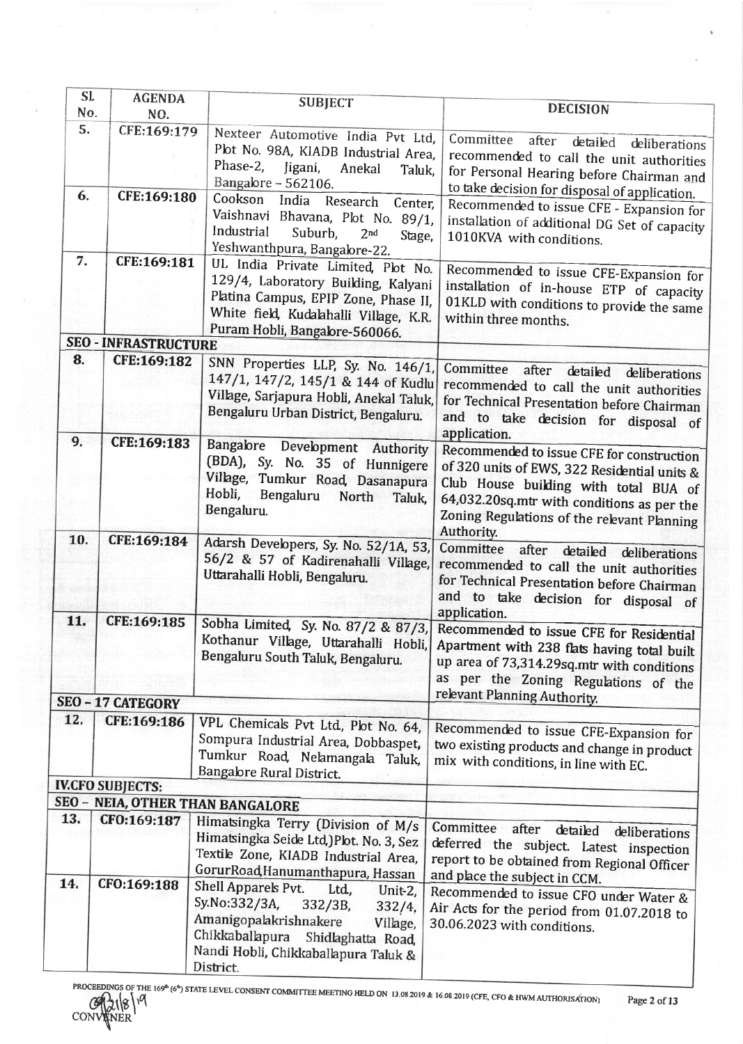| Sl. No. | AGENDA NO. | SUBJECT | DECISION |
|---|---|---|---|
| 5. | CFE:169:179 | Nexteer Automotive India Pvt Ltd, Plot No. 98A, KIADB Industrial Area, Phase-2, Jigani, Anekal Taluk, Bangalore – 562106. | Committee after detailed deliberations recommended to call the unit authorities for Personal Hearing before Chairman and to take decision for disposal of application. |
| 6. | CFE:169:180 | Cookson India Research Center, Vaishnavi Bhavana, Plot No. 89/1, Industrial Suburb, 2nd Stage, Yeshwanthpura, Bangalore-22. | Recommended to issue CFE - Expansion for installation of additional DG Set of capacity 1010KVA with conditions. |
| 7. | CFE:169:181 | UL India Private Limited, Plot No. 129/4, Laboratory Building, Kalyani Platina Campus, EPIP Zone, Phase II, White field, Kudalahalli Village, K.R. Puram Hobli, Bangalore-560066. | Recommended to issue CFE-Expansion for installation of in-house ETP of capacity 01KLD with conditions to provide the same within three months. |
| **SEO - INFRASTRUCTURE** | | | |
| 8. | CFE:169:182 | SNN Properties LLP, Sy. No. 146/1, 147/1, 147/2, 145/1 & 144 of Kudlu Village, Sarjapura Hobli, Anekal Taluk, Bengaluru Urban District, Bengaluru. | Committee after detailed deliberations recommended to call the unit authorities for Technical Presentation before Chairman and to take decision for disposal of application. |
| 9. | CFE:169:183 | Bangalore Development Authority (BDA), Sy. No. 35 of Hunnigere Village, Tumkur Road, Dasanapura Hobli, Bengaluru North Taluk, Bengaluru. | Recommended to issue CFE for construction of 320 units of EWS, 322 Residential units & Club House building with total BUA of 64,032.20sq.mtr with conditions as per the Zoning Regulations of the relevant Planning Authority. |
| 10. | CFE:169:184 | Adarsh Developers, Sy. No. 52/1A, 53, 56/2 & 57 of Kadirenahalli Village, Uttarahalli Hobli, Bengaluru. | Committee after detailed deliberations recommended to call the unit authorities for Technical Presentation before Chairman and to take decision for disposal of application. |
| 11. | CFE:169:185 | Sobha Limited, Sy. No. 87/2 & 87/3, Kothanur Village, Uttarahalli Hobli, Bengaluru South Taluk, Bengaluru. | Recommended to issue CFE for Residential Apartment with 238 flats having total built up area of 73,314.29sq.mtr with conditions as per the Zoning Regulations of the relevant Planning Authority. |
| **SEO – 17 CATEGORY** | | | |
| 12. | CFE:169:186 | VPL Chemicals Pvt Ltd, Plot No. 64, Sompura Industrial Area, Dobbaspet, Tumkur Road, Nelamangala Taluk, Bangalore Rural District. | Recommended to issue CFE-Expansion for two existing products and change in product mix with conditions, in line with EC. |
| **IV.CFO SUBJECTS:** | | | |
| **SEO – NEIA, OTHER THAN BANGALORE** | | | |
| 13. | CFO:169:187 | Himatsingka Terry (Division of M/s Himatsingka Seide Ltd,)Plot. No. 3, Sez Textile Zone, KIADB Industrial Area, GorurRoad,Hanumanthapura, Hassan | Committee after detailed deliberations deferred the subject. Latest inspection report to be obtained from Regional Officer and place the subject in CCM. |
| 14. | CFO:169:188 | Shell Apparels Pvt. Ltd., Unit-2, Sy.No:332/3A, 332/3B, 332/4, Amanigopalakrishnakere Village, Chikkaballapura Shidlaghatta Road, Nandi Hobli, Chikkaballapura Taluk & District. | Recommended to issue CFO under Water & Air Acts for the period from 01.07.2018 to 30.06.2023 with conditions. |

PROCEEDINGS OF THE 169th (6th) STATE LEVEL CONSENT COMMITTEE MEETING HELD ON 13.08.2019 & 16.08.2019 (CFE, CFO & HWM AUTHORISATION)

CONVENER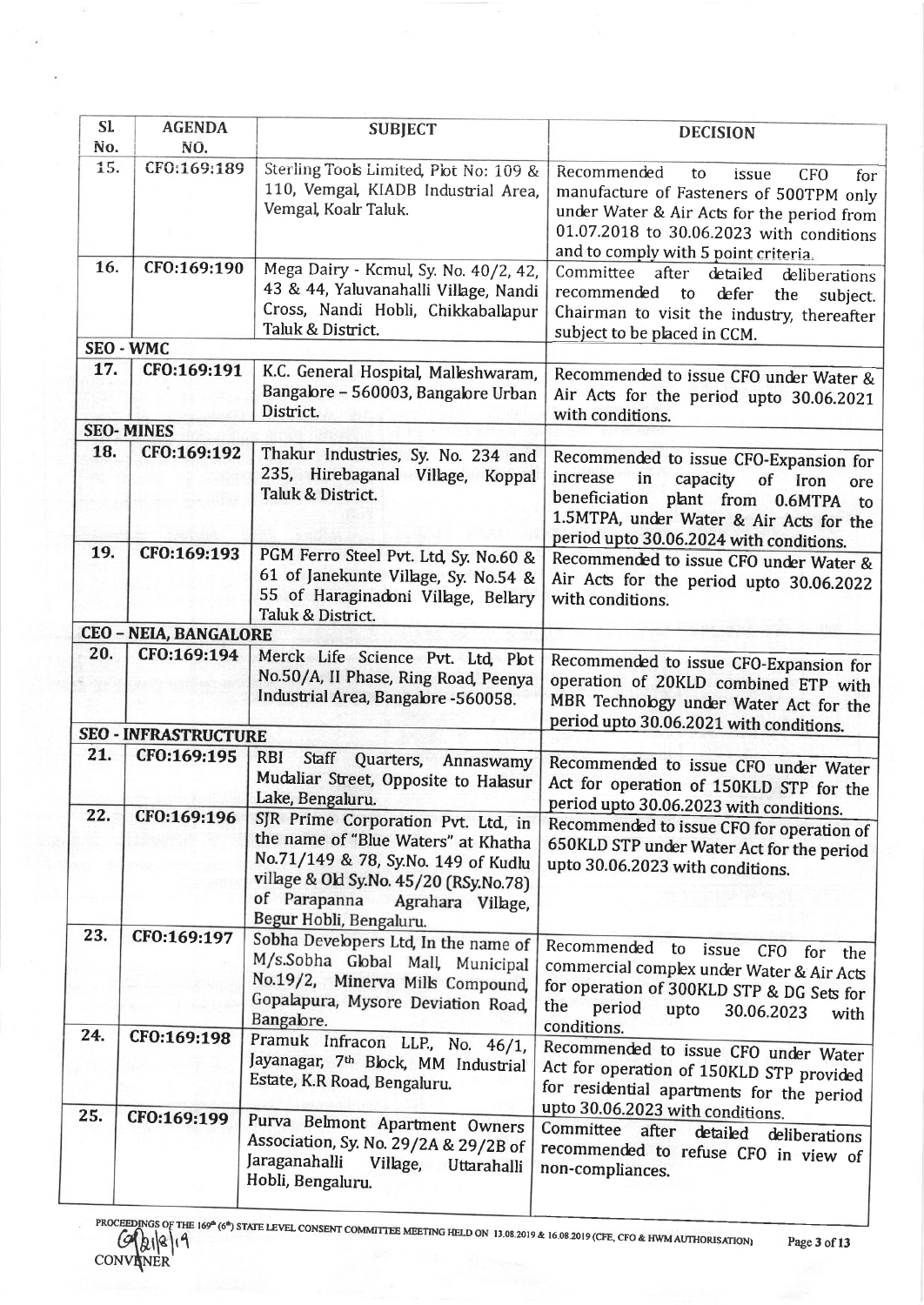| Sl. No. | AGENDA NO. | SUBJECT | DECISION |
|---|---|---|---|
| 15. | CFO:169:189 | Sterling Tools Limited, Plot No: 109 & 110, Vemgal, KIADB Industrial Area, Vemgal, Koalr Taluk. | Recommended to issue CFO for manufacture of Fasteners of 500TPM only under Water & Air Acts for the period from 01.07.2018 to 30.06.2023 with conditions and to comply with 5 point criteria. |
| 16. | CFO:169:190 | Mega Dairy - Kcmul, Sy. No. 40/2, 42, 43 & 44, Yaluvanahalli Village, Nandi Cross, Nandi Hobli, Chikkaballapur Taluk & District. | Committee after detailed deliberations recommended to defer the subject. Chairman to visit the industry, thereafter subject to be placed in CCM. |
| **SEO - WMC** | | | |
| 17. | CFO:169:191 | K.C. General Hospital, Malleshwaram, Bangalore – 560003, Bangalore Urban District. | Recommended to issue CFO under Water & Air Acts for the period upto 30.06.2021 with conditions. |
| **SEO- MINES** | | | |
| 18. | CFO:169:192 | Thakur Industries, Sy. No. 234 and 235, Hirebaganal Village, Koppal Taluk & District. | Recommended to issue CFO-Expansion for increase in capacity of Iron ore beneficiation plant from 0.6MTPA to 1.5MTPA, under Water & Air Acts for the period upto 30.06.2024 with conditions. |
| 19. | CFO:169:193 | PGM Ferro Steel Pvt. Ltd, Sy. No.60 & 61 of Janekunte Village, Sy. No.54 & 55 of Haraginadoni Village, Bellary Taluk & District. | Recommended to issue CFO under Water & Air Acts for the period upto 30.06.2022 with conditions. |
| **CEO – NEIA, BANGALORE** | | | |
| 20. | CFO:169:194 | Merck Life Science Pvt. Ltd, Plot No.50/A, II Phase, Ring Road, Peenya Industrial Area, Bangalore -560058. | Recommended to issue CFO-Expansion for operation of 20KLD combined ETP with MBR Technology under Water Act for the period upto 30.06.2021 with conditions. |
| **SEO - INFRASTRUCTURE** | | | |
| 21. | CFO:169:195 | RBI Staff Quarters, Annaswamy Mudaliar Street, Opposite to Halasur Lake, Bengaluru. | Recommended to issue CFO under Water Act for operation of 150KLD STP for the period upto 30.06.2023 with conditions. |
| 22. | CFO:169:196 | SJR Prime Corporation Pvt. Ltd., in the name of "Blue Waters" at Khatha No.71/149 & 78, Sy.No. 149 of Kudlu village & Old Sy.No. 45/20 (RSy.No.78) of Parapanna Agrahara Village, Begur Hobli, Bengaluru. | Recommended to issue CFO for operation of 650KLD STP under Water Act for the period upto 30.06.2023 with conditions. |
| 23. | CFO:169:197 | Sobha Developers Ltd, In the name of M/s.Sobha Global Mall, Municipal No.19/2, Minerva Mills Compound, Gopalapura, Mysore Deviation Road, Bangalore. | Recommended to issue CFO for the commercial complex under Water & Air Acts for operation of 300KLD STP & DG Sets for the period upto 30.06.2023 with conditions. |
| 24. | CFO:169:198 | Pramuk Infracon LLP., No. 46/1, Jayanagar, 7th Block, MM Industrial Estate, K.R Road, Bengaluru. | Recommended to issue CFO under Water Act for operation of 150KLD STP provided for residential apartments for the period upto 30.06.2023 with conditions. |
| 25. | CFO:169:199 | Purva Belmont Apartment Owners Association, Sy. No. 29/2A & 29/2B of Jaraganahalli Village, Uttarahalli Hobli, Bengaluru. | Committee after detailed deliberations recommended to refuse CFO in view of non-compliances. |

PROCEEDINGS OF THE 169th (6th) STATE LEVEL CONSENT COMMITTEE MEETING HELD ON 13.08.2019 & 16.08.2019 (CFE, CFO & HWM AUTHORISATION)

CONVENER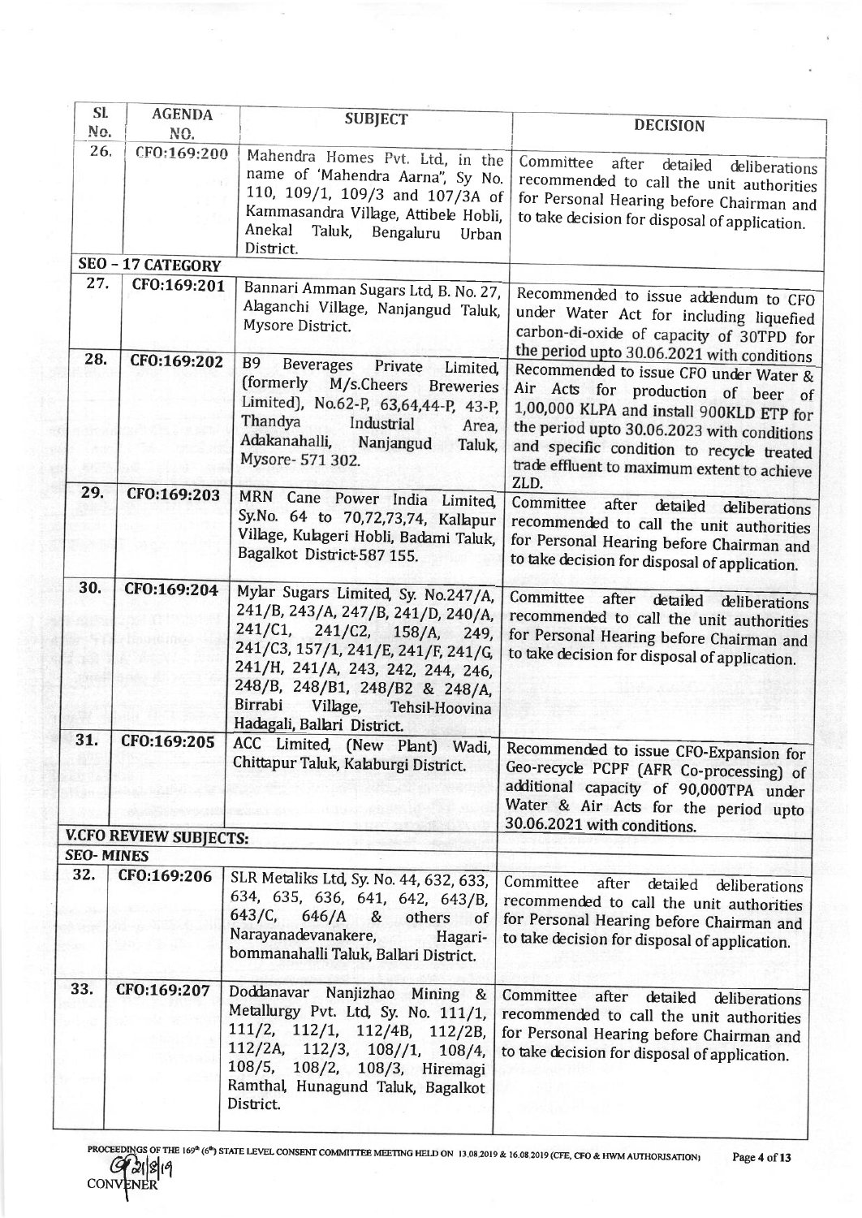| Sl. No. | AGENDA NO. | SUBJECT | DECISION |
|---|---|---|---|
| 26. | CFO:169:200 | Mahendra Homes Pvt. Ltd., in the name of 'Mahendra Aarna", Sy No. 110, 109/1, 109/3 and 107/3A of Kammasandra Village, Attibele Hobli, Anekal Taluk, Bengaluru Urban District. | Committee after detailed deliberations recommended to call the unit authorities for Personal Hearing before Chairman and to take decision for disposal of application. |
| **SEO – 17 CATEGORY** | | | |
| 27. | CFO:169:201 | Bannari Amman Sugars Ltd, B. No. 27, Alaganchi Village, Nanjangud Taluk, Mysore District. | Recommended to issue addendum to CFO under Water Act for including liquefied carbon-di-oxide of capacity of 30TPD for the period upto 30.06.2021 with conditions |
| 28. | CFO:169:202 | B9 Beverages Private Limited, (formerly M/s.Cheers Breweries Limited), No.62-P, 63,64,44-P, 43-P, Thandya Industrial Area, Adakanahalli, Nanjangud Taluk, Mysore- 571 302. | Recommended to issue CFO under Water & Air Acts for production of beer of 1,00,000 KLPA and install 900KLD ETP for the period upto 30.06.2023 with conditions and specific condition to recycle treated trade effluent to maximum extent to achieve ZLD. |
| 29. | CFO:169:203 | MRN Cane Power India Limited, Sy.No. 64 to 70,72,73,74, Kallapur Village, Kulageri Hobli, Badami Taluk, Bagalkot District-587 155. | Committee after detailed deliberations recommended to call the unit authorities for Personal Hearing before Chairman and to take decision for disposal of application. |
| 30. | CFO:169:204 | Mylar Sugars Limited, Sy. No.247/A, 241/B, 243/A, 247/B, 241/D, 240/A, 241/C1, 241/C2, 158/A, 249, 241/C3, 157/1, 241/E, 241/F, 241/G, 241/H, 241/A, 243, 242, 244, 246, 248/B, 248/B1, 248/B2 & 248/A, Birrabi Village, Tehsil-Hoovina Hadagali, Ballari District. | Committee after detailed deliberations recommended to call the unit authorities for Personal Hearing before Chairman and to take decision for disposal of application. |
| 31. | CFO:169:205 | ACC Limited, (New Plant) Wadi, Chittapur Taluk, Kalaburgi District. | Recommended to issue CFO-Expansion for Geo-recycle PCPF (AFR Co-processing) of additional capacity of 90,000TPA under Water & Air Acts for the period upto 30.06.2021 with conditions. |
| **V.CFO REVIEW SUBJECTS:** | | | |
| **SEO- MINES** | | | |
| 32. | CFO:169:206 | SLR Metaliks Ltd, Sy. No. 44, 632, 633, 634, 635, 636, 641, 642, 643/B, 643/C, 646/A & others of Narayanadevanakere, Hagari-bommanahalli Taluk, Ballari District. | Committee after detailed deliberations recommended to call the unit authorities for Personal Hearing before Chairman and to take decision for disposal of application. |
| 33. | CFO:169:207 | Doddanavar Nanjizhao Mining & Metallurgy Pvt. Ltd, Sy. No. 111/1, 111/2, 112/1, 112/4B, 112/2B, 112/2A, 112/3, 108//1, 108/4, 108/5, 108/2, 108/3, Hiremagi Ramthal, Hunagund Taluk, Bagalkot District. | Committee after detailed deliberations recommended to call the unit authorities for Personal Hearing before Chairman and to take decision for disposal of application. |

PROCEEDINGS OF THE 169th (6th) STATE LEVEL CONSENT COMMITTEE MEETING HELD ON 13.08.2019 & 16.08.2019 (CFE, CFO & HWM AUTHORISATION)

21/8/19
CONVENER